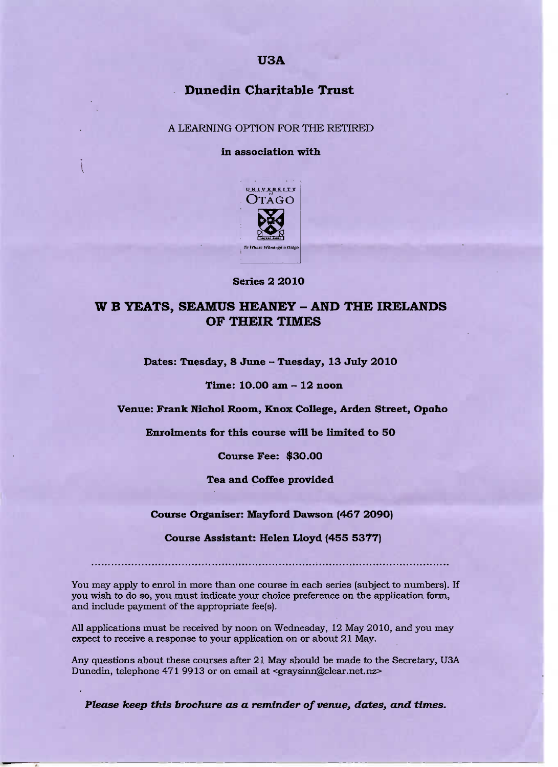# U3A

## Dunedin Charitable Trust

A LEARNING OPTION FOR THE RETIRED

**in association with**

UNIVERSITY OF OTAGO

Te Whare Wānanga o Otāgo

**Series 2 2010**

# W B YEATS, SEAMUS HEANEY – AND THE IRELANDS OF THEIR TIMES

**Dates: Tuesday, 8 June – Tuesday, 13 July 2010**

**Time: 10.00 am – 12 noon**

**Venue: Frank Nichol Room, Knox College, Arden Street, Opoho**

**Enrolments for this course will be limited to 50**

**Course Fee: $30.00**

**Tea and Coffee provided**

**Course Organiser: Mayford Dawson (467 2090)**

**Course Assistant: Helen Lloyd (455 5377)**

---

You may apply to enrol in more than one course in each series (subject to numbers). If you wish to do so, you must indicate your choice preference on the application form, and include payment of the appropriate fee(s).

All applications must be received by noon on Wednesday, 12 May 2010, and you may expect to receive a response to your application on or about 21 May.

Any questions about these courses after 21 May should be made to the Secretary, U3A Dunedin, telephone 471 9913 or on email at <graysinn@clear.net.nz>

***Please keep this brochure as a reminder of venue, dates, and times.***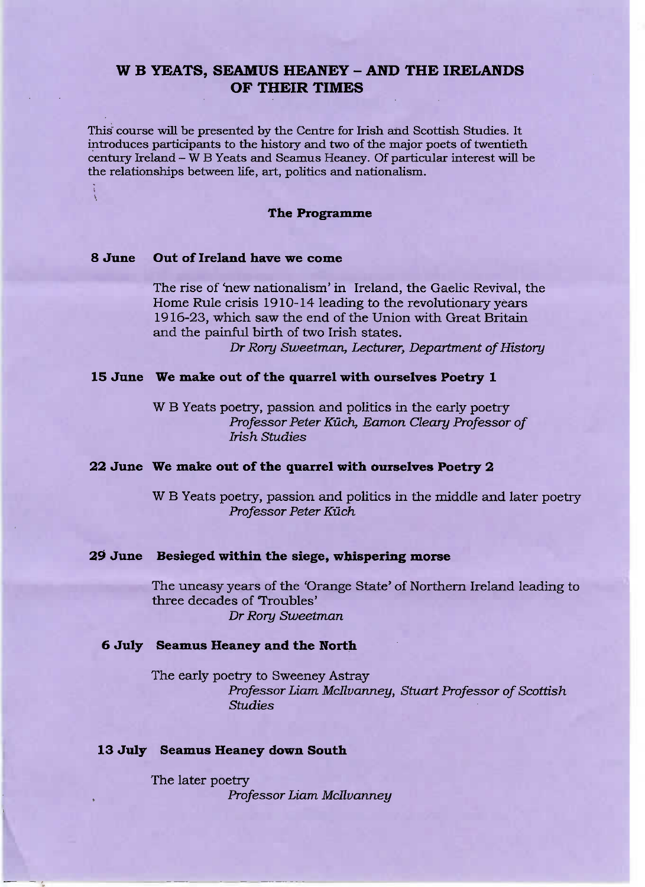## W B YEATS, SEAMUS HEANEY – AND THE IRELANDS OF THEIR TIMES

This course will be presented by the Centre for Irish and Scottish Studies. It introduces participants to the history and two of the major poets of twentieth century Ireland – W B Yeats and Seamus Heaney. Of particular interest will be the relationships between life, art, politics and nationalism.

### The Programme

**8 June Out of Ireland have we come**

The rise of 'new nationalism' in Ireland, the Gaelic Revival, the Home Rule crisis 1910-14 leading to the revolutionary years 1916-23, which saw the end of the Union with Great Britain and the painful birth of two Irish states.
*Dr Rory Sweetman, Lecturer, Department of History*

**15 June We make out of the quarrel with ourselves Poetry 1**

W B Yeats poetry, passion and politics in the early poetry
*Professor Peter Küch, Eamon Cleary Professor of Irish Studies*

**22 June We make out of the quarrel with ourselves Poetry 2**

W B Yeats poetry, passion and politics in the middle and later poetry
*Professor Peter Küch*

**29 June Besieged within the siege, whispering morse**

The uneasy years of the 'Orange State' of Northern Ireland leading to three decades of 'Troubles'
*Dr Rory Sweetman*

**6 July Seamus Heaney and the North**

The early poetry to Sweeney Astray
*Professor Liam McIlvanney, Stuart Professor of Scottish Studies*

**13 July Seamus Heaney down South**

The later poetry
*Professor Liam McIlvanney*